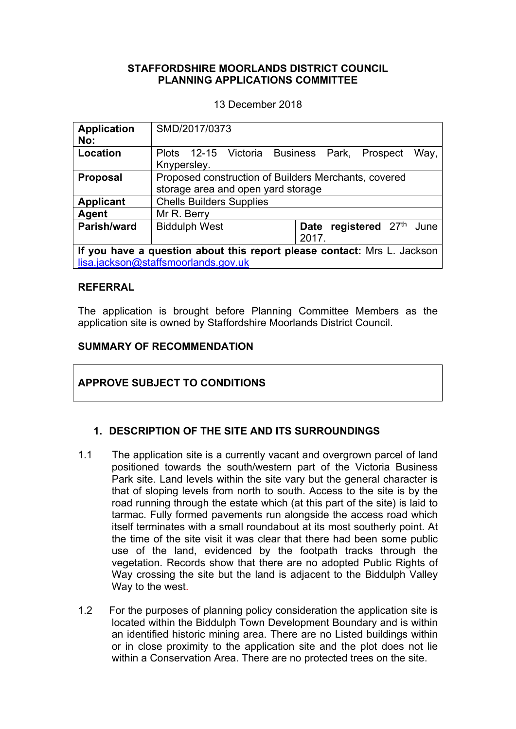**STAFFORDSHIRE MOORLANDS DISTRICT COUNCIL**
**PLANNING APPLICATIONS COMMITTEE**

13 December 2018

| | | |
|---|---|---|
| **Application No:** | SMD/2017/0373 | |
| **Location** | Plots 12-15 Victoria Business Park, Prospect Way, Knypersley. | |
| **Proposal** | Proposed construction of Builders Merchants, covered storage area and open yard storage | |
| **Applicant** | Chells Builders Supplies | |
| **Agent** | Mr R. Berry | |
| **Parish/ward** | Biddulph West | **Date registered** 27th June 2017. |
| **If you have a question about this report please contact:** Mrs L. Jackson lisa.jackson@staffsmoorlands.gov.uk | | |

## REFERRAL

The application is brought before Planning Committee Members as the application site is owned by Staffordshire Moorlands District Council.

## SUMMARY OF RECOMMENDATION

**APPROVE SUBJECT TO CONDITIONS**

## 1. DESCRIPTION OF THE SITE AND ITS SURROUNDINGS

1.1 The application site is a currently vacant and overgrown parcel of land positioned towards the south/western part of the Victoria Business Park site. Land levels within the site vary but the general character is that of sloping levels from north to south. Access to the site is by the road running through the estate which (at this part of the site) is laid to tarmac. Fully formed pavements run alongside the access road which itself terminates with a small roundabout at its most southerly point. At the time of the site visit it was clear that there had been some public use of the land, evidenced by the footpath tracks through the vegetation. Records show that there are no adopted Public Rights of Way crossing the site but the land is adjacent to the Biddulph Valley Way to the west.

1.2 For the purposes of planning policy consideration the application site is located within the Biddulph Town Development Boundary and is within an identified historic mining area. There are no Listed buildings within or in close proximity to the application site and the plot does not lie within a Conservation Area. There are no protected trees on the site.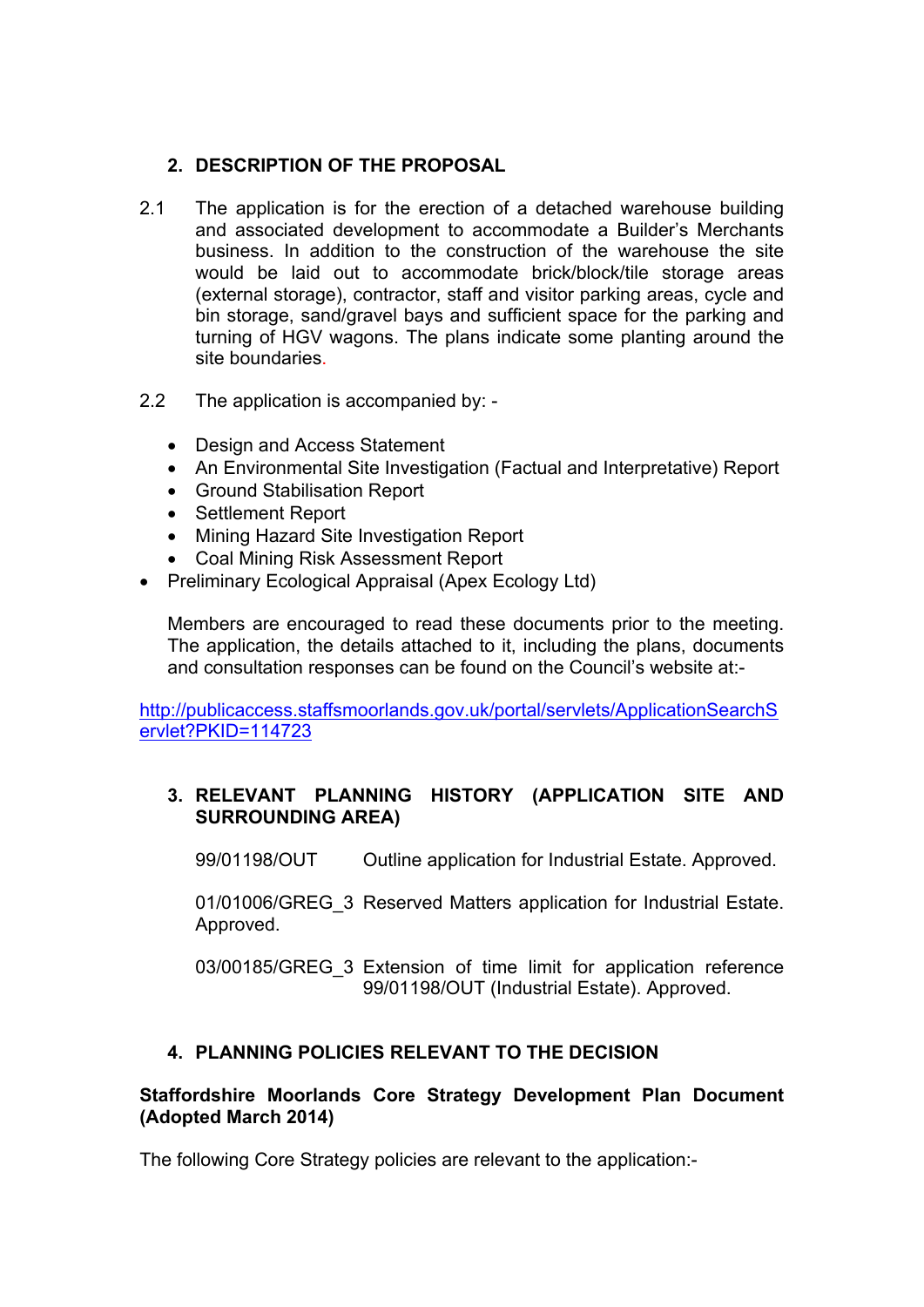## 2. DESCRIPTION OF THE PROPOSAL

2.1 The application is for the erection of a detached warehouse building and associated development to accommodate a Builder's Merchants business. In addition to the construction of the warehouse the site would be laid out to accommodate brick/block/tile storage areas (external storage), contractor, staff and visitor parking areas, cycle and bin storage, sand/gravel bays and sufficient space for the parking and turning of HGV wagons. The plans indicate some planting around the site boundaries.

2.2 The application is accompanied by: -

- Design and Access Statement
- An Environmental Site Investigation (Factual and Interpretative) Report
- Ground Stabilisation Report
- Settlement Report
- Mining Hazard Site Investigation Report
- Coal Mining Risk Assessment Report
- Preliminary Ecological Appraisal (Apex Ecology Ltd)

Members are encouraged to read these documents prior to the meeting. The application, the details attached to it, including the plans, documents and consultation responses can be found on the Council's website at:-

http://publicaccess.staffsmoorlands.gov.uk/portal/servlets/ApplicationSearchServlet?PKID=114723

## 3. RELEVANT PLANNING HISTORY (APPLICATION SITE AND SURROUNDING AREA)

99/01198/OUT Outline application for Industrial Estate. Approved.

01/01006/GREG_3 Reserved Matters application for Industrial Estate. Approved.

03/00185/GREG_3 Extension of time limit for application reference 99/01198/OUT (Industrial Estate). Approved.

## 4. PLANNING POLICIES RELEVANT TO THE DECISION

**Staffordshire Moorlands Core Strategy Development Plan Document (Adopted March 2014)**

The following Core Strategy policies are relevant to the application:-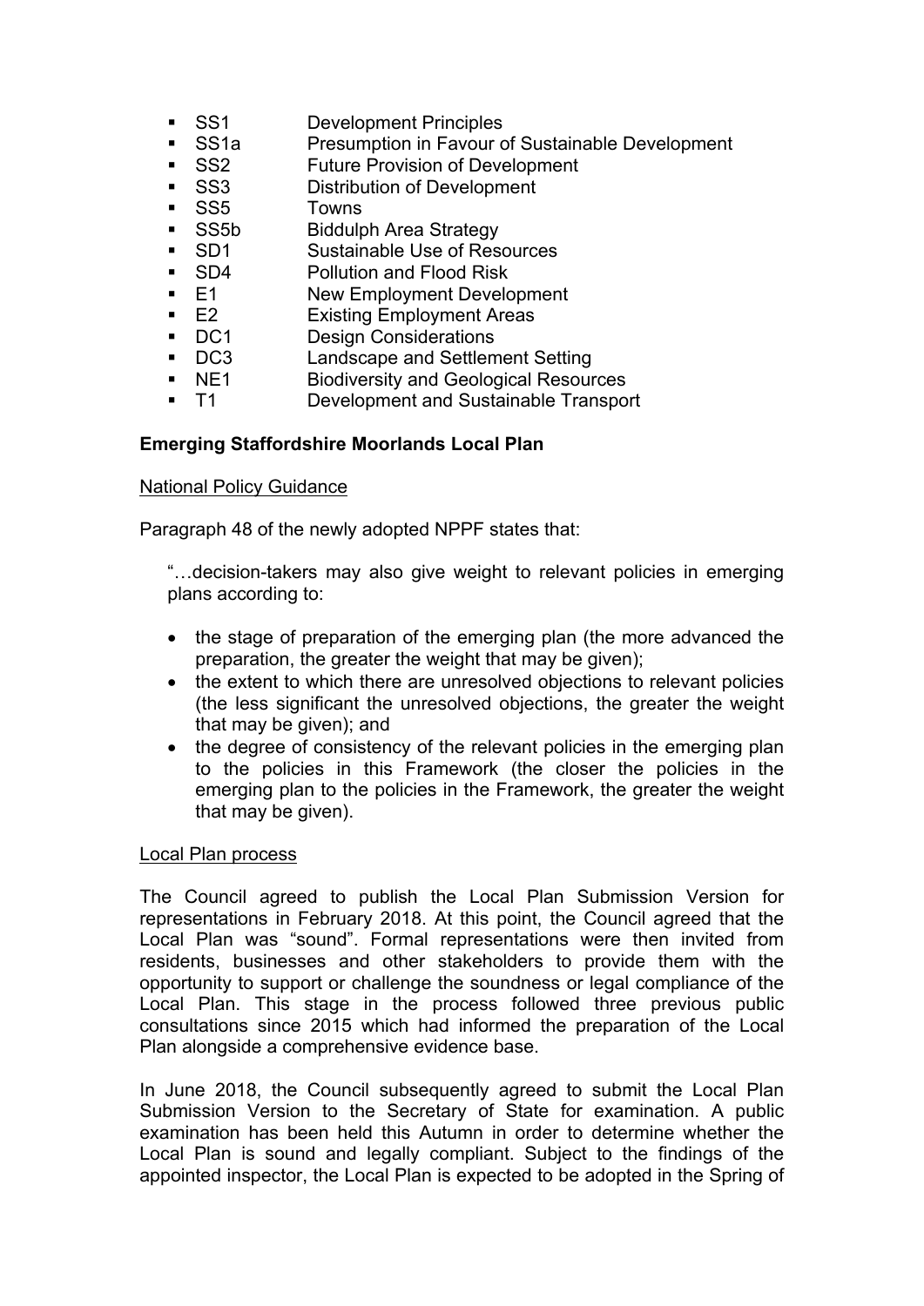- SS1 Development Principles
- SS1a Presumption in Favour of Sustainable Development
- SS2 Future Provision of Development
- SS3 Distribution of Development
- SS5 Towns
- SS5b Biddulph Area Strategy
- SD1 Sustainable Use of Resources
- SD4 Pollution and Flood Risk
- E1 New Employment Development
- E2 Existing Employment Areas
- DC1 Design Considerations
- DC3 Landscape and Settlement Setting
- NE1 Biodiversity and Geological Resources
- T1 Development and Sustainable Transport

**Emerging Staffordshire Moorlands Local Plan**

National Policy Guidance

Paragraph 48 of the newly adopted NPPF states that:

> "…decision-takers may also give weight to relevant policies in emerging plans according to:
>
> - the stage of preparation of the emerging plan (the more advanced the preparation, the greater the weight that may be given);
> - the extent to which there are unresolved objections to relevant policies (the less significant the unresolved objections, the greater the weight that may be given); and
> - the degree of consistency of the relevant policies in the emerging plan to the policies in this Framework (the closer the policies in the emerging plan to the policies in the Framework, the greater the weight that may be given).

Local Plan process

The Council agreed to publish the Local Plan Submission Version for representations in February 2018. At this point, the Council agreed that the Local Plan was "sound". Formal representations were then invited from residents, businesses and other stakeholders to provide them with the opportunity to support or challenge the soundness or legal compliance of the Local Plan. This stage in the process followed three previous public consultations since 2015 which had informed the preparation of the Local Plan alongside a comprehensive evidence base.

In June 2018, the Council subsequently agreed to submit the Local Plan Submission Version to the Secretary of State for examination. A public examination has been held this Autumn in order to determine whether the Local Plan is sound and legally compliant. Subject to the findings of the appointed inspector, the Local Plan is expected to be adopted in the Spring of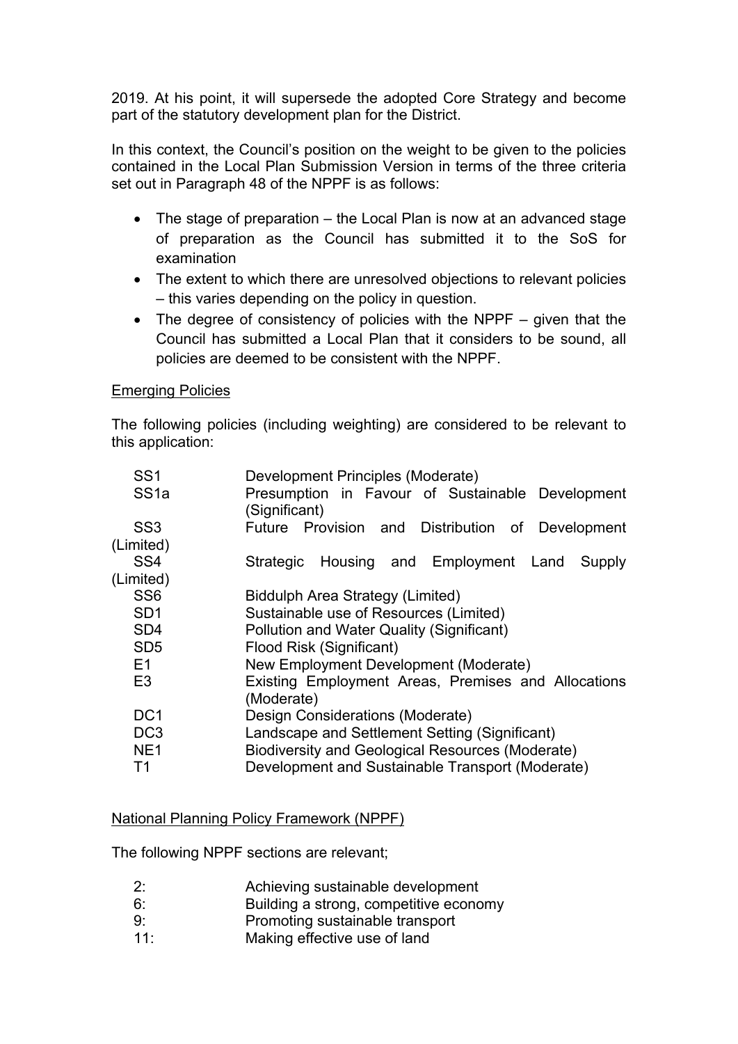2019. At his point, it will supersede the adopted Core Strategy and become part of the statutory development plan for the District.

In this context, the Council's position on the weight to be given to the policies contained in the Local Plan Submission Version in terms of the three criteria set out in Paragraph 48 of the NPPF is as follows:

- The stage of preparation – the Local Plan is now at an advanced stage of preparation as the Council has submitted it to the SoS for examination
- The extent to which there are unresolved objections to relevant policies – this varies depending on the policy in question.
- The degree of consistency of policies with the NPPF – given that the Council has submitted a Local Plan that it considers to be sound, all policies are deemed to be consistent with the NPPF.

Emerging Policies

The following policies (including weighting) are considered to be relevant to this application:

| | |
|---|---|
| SS1 | Development Principles (Moderate) |
| SS1a | Presumption in Favour of Sustainable Development (Significant) |
| SS3 | Future Provision and Distribution of Development (Limited) |
| SS4 | Strategic Housing and Employment Land Supply (Limited) |
| SS6 | Biddulph Area Strategy (Limited) |
| SD1 | Sustainable use of Resources (Limited) |
| SD4 | Pollution and Water Quality (Significant) |
| SD5 | Flood Risk (Significant) |
| E1 | New Employment Development (Moderate) |
| E3 | Existing Employment Areas, Premises and Allocations (Moderate) |
| DC1 | Design Considerations (Moderate) |
| DC3 | Landscape and Settlement Setting (Significant) |
| NE1 | Biodiversity and Geological Resources (Moderate) |
| T1 | Development and Sustainable Transport (Moderate) |

National Planning Policy Framework (NPPF)

The following NPPF sections are relevant;

| | |
|---|---|
| 2: | Achieving sustainable development |
| 6: | Building a strong, competitive economy |
| 9: | Promoting sustainable transport |
| 11: | Making effective use of land |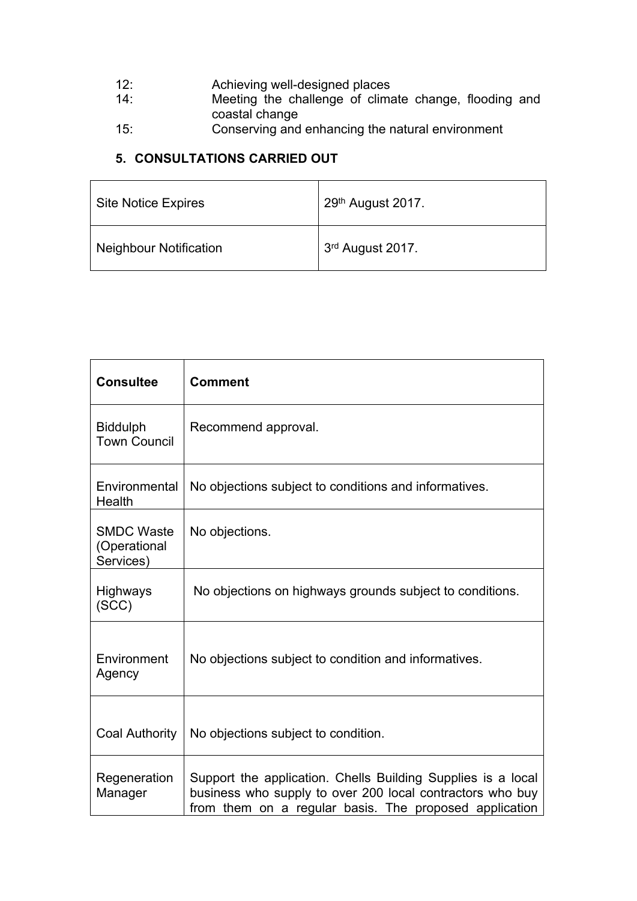| | |
|---|---|
| 12: | Achieving well-designed places |
| 14: | Meeting the challenge of climate change, flooding and coastal change |
| 15: | Conserving and enhancing the natural environment |

## 5. CONSULTATIONS CARRIED OUT

| | |
|---|---|
| Site Notice Expires | 29th August 2017. |
| Neighbour Notification | 3rd August 2017. |

| Consultee | Comment |
|---|---|
| Biddulph Town Council | Recommend approval. |
| Environmental Health | No objections subject to conditions and informatives. |
| SMDC Waste (Operational Services) | No objections. |
| Highways (SCC) | No objections on highways grounds subject to conditions. |
| Environment Agency | No objections subject to condition and informatives. |
| Coal Authority | No objections subject to condition. |
| Regeneration Manager | Support the application. Chells Building Supplies is a local business who supply to over 200 local contractors who buy from them on a regular basis. The proposed application |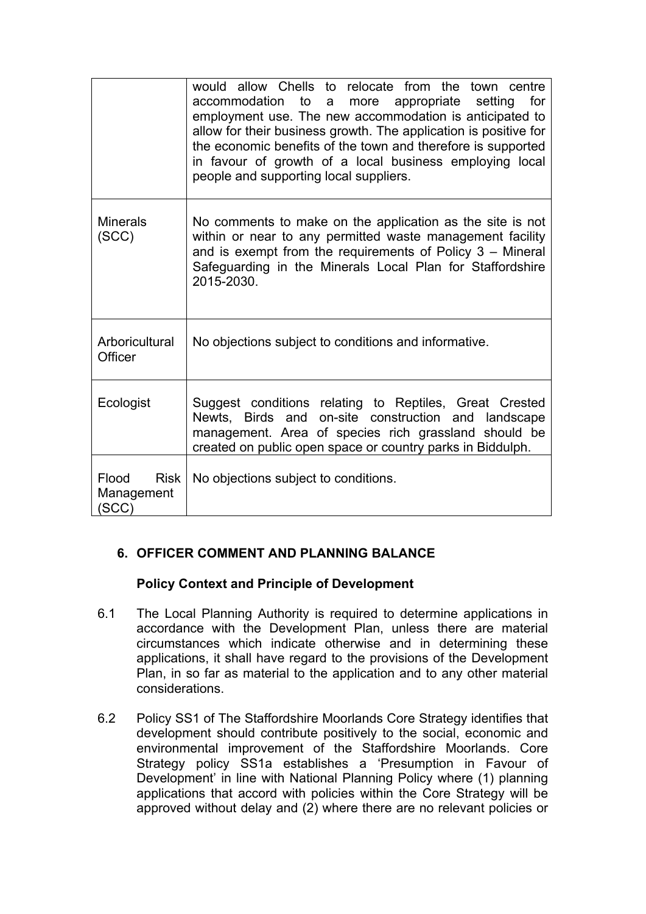| | |
|---|---|
| | would allow Chells to relocate from the town centre accommodation to a more appropriate setting for employment use. The new accommodation is anticipated to allow for their business growth. The application is positive for the economic benefits of the town and therefore is supported in favour of growth of a local business employing local people and supporting local suppliers. |
| Minerals (SCC) | No comments to make on the application as the site is not within or near to any permitted waste management facility and is exempt from the requirements of Policy 3 – Mineral Safeguarding in the Minerals Local Plan for Staffordshire 2015-2030. |
| Arboricultural Officer | No objections subject to conditions and informative. |
| Ecologist | Suggest conditions relating to Reptiles, Great Crested Newts, Birds and on-site construction and landscape management. Area of species rich grassland should be created on public open space or country parks in Biddulph. |
| Flood Risk Management (SCC) | No objections subject to conditions. |

## 6. OFFICER COMMENT AND PLANNING BALANCE

### Policy Context and Principle of Development

6.1 The Local Planning Authority is required to determine applications in accordance with the Development Plan, unless there are material circumstances which indicate otherwise and in determining these applications, it shall have regard to the provisions of the Development Plan, in so far as material to the application and to any other material considerations.

6.2 Policy SS1 of The Staffordshire Moorlands Core Strategy identifies that development should contribute positively to the social, economic and environmental improvement of the Staffordshire Moorlands. Core Strategy policy SS1a establishes a 'Presumption in Favour of Development' in line with National Planning Policy where (1) planning applications that accord with policies within the Core Strategy will be approved without delay and (2) where there are no relevant policies or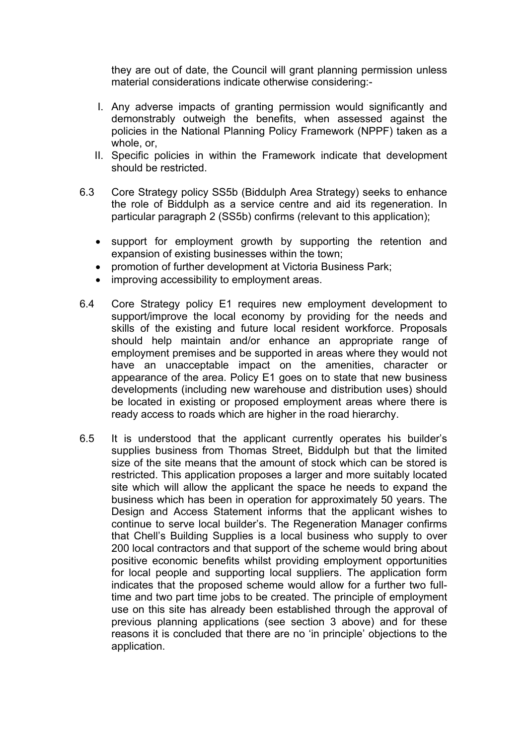they are out of date, the Council will grant planning permission unless material considerations indicate otherwise considering:-

I. Any adverse impacts of granting permission would significantly and demonstrably outweigh the benefits, when assessed against the policies in the National Planning Policy Framework (NPPF) taken as a whole, or,

II. Specific policies in within the Framework indicate that development should be restricted.

6.3 Core Strategy policy SS5b (Biddulph Area Strategy) seeks to enhance the role of Biddulph as a service centre and aid its regeneration. In particular paragraph 2 (SS5b) confirms (relevant to this application);

- support for employment growth by supporting the retention and expansion of existing businesses within the town;
- promotion of further development at Victoria Business Park;
- improving accessibility to employment areas.

6.4 Core Strategy policy E1 requires new employment development to support/improve the local economy by providing for the needs and skills of the existing and future local resident workforce. Proposals should help maintain and/or enhance an appropriate range of employment premises and be supported in areas where they would not have an unacceptable impact on the amenities, character or appearance of the area. Policy E1 goes on to state that new business developments (including new warehouse and distribution uses) should be located in existing or proposed employment areas where there is ready access to roads which are higher in the road hierarchy.

6.5 It is understood that the applicant currently operates his builder's supplies business from Thomas Street, Biddulph but that the limited size of the site means that the amount of stock which can be stored is restricted. This application proposes a larger and more suitably located site which will allow the applicant the space he needs to expand the business which has been in operation for approximately 50 years. The Design and Access Statement informs that the applicant wishes to continue to serve local builder's. The Regeneration Manager confirms that Chell's Building Supplies is a local business who supply to over 200 local contractors and that support of the scheme would bring about positive economic benefits whilst providing employment opportunities for local people and supporting local suppliers. The application form indicates that the proposed scheme would allow for a further two full-time and two part time jobs to be created. The principle of employment use on this site has already been established through the approval of previous planning applications (see section 3 above) and for these reasons it is concluded that there are no 'in principle' objections to the application.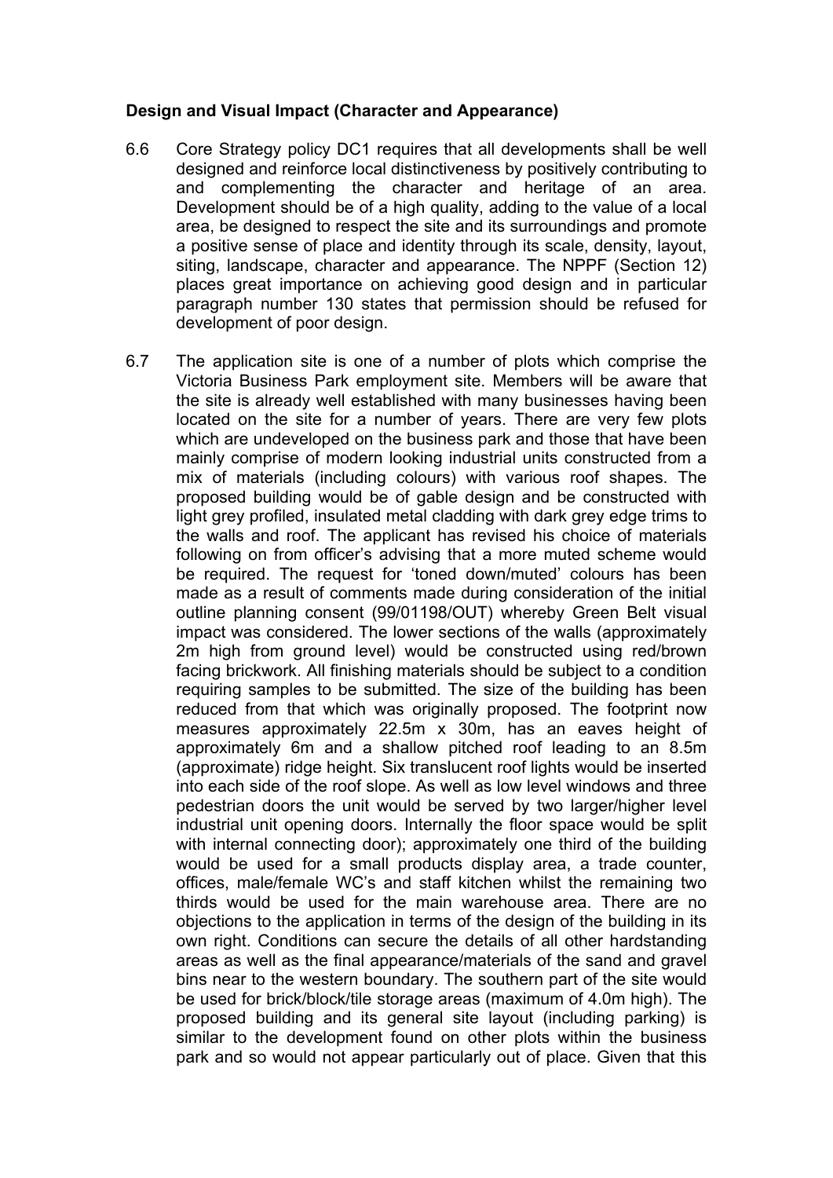**Design and Visual Impact (Character and Appearance)**

6.6 Core Strategy policy DC1 requires that all developments shall be well designed and reinforce local distinctiveness by positively contributing to and complementing the character and heritage of an area. Development should be of a high quality, adding to the value of a local area, be designed to respect the site and its surroundings and promote a positive sense of place and identity through its scale, density, layout, siting, landscape, character and appearance. The NPPF (Section 12) places great importance on achieving good design and in particular paragraph number 130 states that permission should be refused for development of poor design.

6.7 The application site is one of a number of plots which comprise the Victoria Business Park employment site. Members will be aware that the site is already well established with many businesses having been located on the site for a number of years. There are very few plots which are undeveloped on the business park and those that have been mainly comprise of modern looking industrial units constructed from a mix of materials (including colours) with various roof shapes. The proposed building would be of gable design and be constructed with light grey profiled, insulated metal cladding with dark grey edge trims to the walls and roof. The applicant has revised his choice of materials following on from officer's advising that a more muted scheme would be required. The request for 'toned down/muted' colours has been made as a result of comments made during consideration of the initial outline planning consent (99/01198/OUT) whereby Green Belt visual impact was considered. The lower sections of the walls (approximately 2m high from ground level) would be constructed using red/brown facing brickwork. All finishing materials should be subject to a condition requiring samples to be submitted. The size of the building has been reduced from that which was originally proposed. The footprint now measures approximately 22.5m x 30m, has an eaves height of approximately 6m and a shallow pitched roof leading to an 8.5m (approximate) ridge height. Six translucent roof lights would be inserted into each side of the roof slope. As well as low level windows and three pedestrian doors the unit would be served by two larger/higher level industrial unit opening doors. Internally the floor space would be split with internal connecting door); approximately one third of the building would be used for a small products display area, a trade counter, offices, male/female WC's and staff kitchen whilst the remaining two thirds would be used for the main warehouse area. There are no objections to the application in terms of the design of the building in its own right. Conditions can secure the details of all other hardstanding areas as well as the final appearance/materials of the sand and gravel bins near to the western boundary. The southern part of the site would be used for brick/block/tile storage areas (maximum of 4.0m high). The proposed building and its general site layout (including parking) is similar to the development found on other plots within the business park and so would not appear particularly out of place. Given that this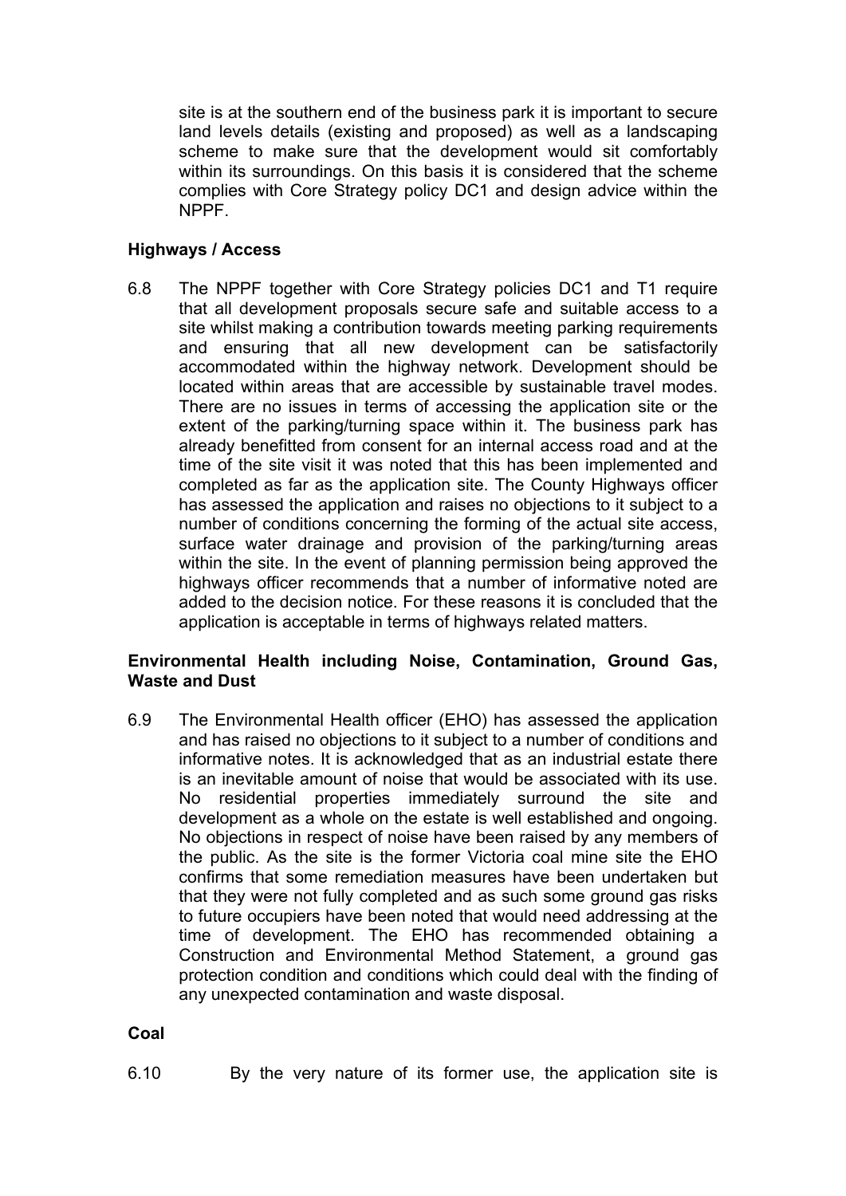site is at the southern end of the business park it is important to secure land levels details (existing and proposed) as well as a landscaping scheme to make sure that the development would sit comfortably within its surroundings. On this basis it is considered that the scheme complies with Core Strategy policy DC1 and design advice within the NPPF.

**Highways / Access**

6.8 The NPPF together with Core Strategy policies DC1 and T1 require that all development proposals secure safe and suitable access to a site whilst making a contribution towards meeting parking requirements and ensuring that all new development can be satisfactorily accommodated within the highway network. Development should be located within areas that are accessible by sustainable travel modes. There are no issues in terms of accessing the application site or the extent of the parking/turning space within it. The business park has already benefitted from consent for an internal access road and at the time of the site visit it was noted that this has been implemented and completed as far as the application site. The County Highways officer has assessed the application and raises no objections to it subject to a number of conditions concerning the forming of the actual site access, surface water drainage and provision of the parking/turning areas within the site. In the event of planning permission being approved the highways officer recommends that a number of informative noted are added to the decision notice. For these reasons it is concluded that the application is acceptable in terms of highways related matters.

**Environmental Health including Noise, Contamination, Ground Gas, Waste and Dust**

6.9 The Environmental Health officer (EHO) has assessed the application and has raised no objections to it subject to a number of conditions and informative notes. It is acknowledged that as an industrial estate there is an inevitable amount of noise that would be associated with its use. No residential properties immediately surround the site and development as a whole on the estate is well established and ongoing. No objections in respect of noise have been raised by any members of the public. As the site is the former Victoria coal mine site the EHO confirms that some remediation measures have been undertaken but that they were not fully completed and as such some ground gas risks to future occupiers have been noted that would need addressing at the time of development. The EHO has recommended obtaining a Construction and Environmental Method Statement, a ground gas protection condition and conditions which could deal with the finding of any unexpected contamination and waste disposal.

**Coal**

6.10 By the very nature of its former use, the application site is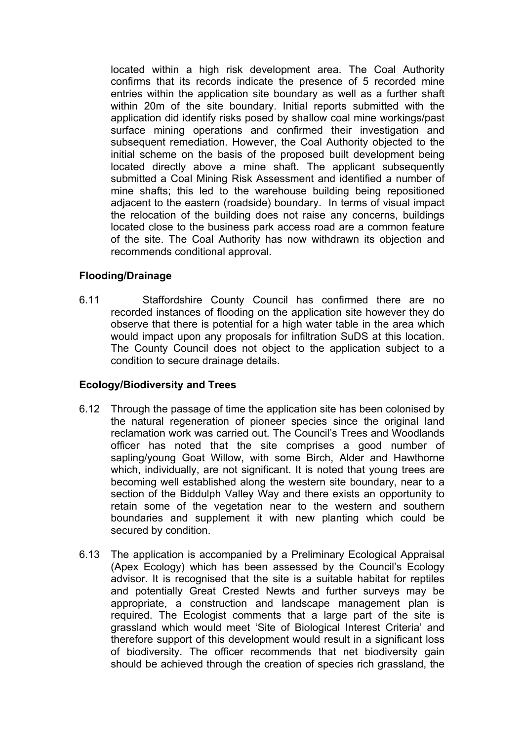located within a high risk development area. The Coal Authority confirms that its records indicate the presence of 5 recorded mine entries within the application site boundary as well as a further shaft within 20m of the site boundary. Initial reports submitted with the application did identify risks posed by shallow coal mine workings/past surface mining operations and confirmed their investigation and subsequent remediation. However, the Coal Authority objected to the initial scheme on the basis of the proposed built development being located directly above a mine shaft. The applicant subsequently submitted a Coal Mining Risk Assessment and identified a number of mine shafts; this led to the warehouse building being repositioned adjacent to the eastern (roadside) boundary. In terms of visual impact the relocation of the building does not raise any concerns, buildings located close to the business park access road are a common feature of the site. The Coal Authority has now withdrawn its objection and recommends conditional approval.

**Flooding/Drainage**

6.11 Staffordshire County Council has confirmed there are no recorded instances of flooding on the application site however they do observe that there is potential for a high water table in the area which would impact upon any proposals for infiltration SuDS at this location. The County Council does not object to the application subject to a condition to secure drainage details.

**Ecology/Biodiversity and Trees**

6.12 Through the passage of time the application site has been colonised by the natural regeneration of pioneer species since the original land reclamation work was carried out. The Council's Trees and Woodlands officer has noted that the site comprises a good number of sapling/young Goat Willow, with some Birch, Alder and Hawthorne which, individually, are not significant. It is noted that young trees are becoming well established along the western site boundary, near to a section of the Biddulph Valley Way and there exists an opportunity to retain some of the vegetation near to the western and southern boundaries and supplement it with new planting which could be secured by condition.

6.13 The application is accompanied by a Preliminary Ecological Appraisal (Apex Ecology) which has been assessed by the Council's Ecology advisor. It is recognised that the site is a suitable habitat for reptiles and potentially Great Crested Newts and further surveys may be appropriate, a construction and landscape management plan is required. The Ecologist comments that a large part of the site is grassland which would meet 'Site of Biological Interest Criteria' and therefore support of this development would result in a significant loss of biodiversity. The officer recommends that net biodiversity gain should be achieved through the creation of species rich grassland, the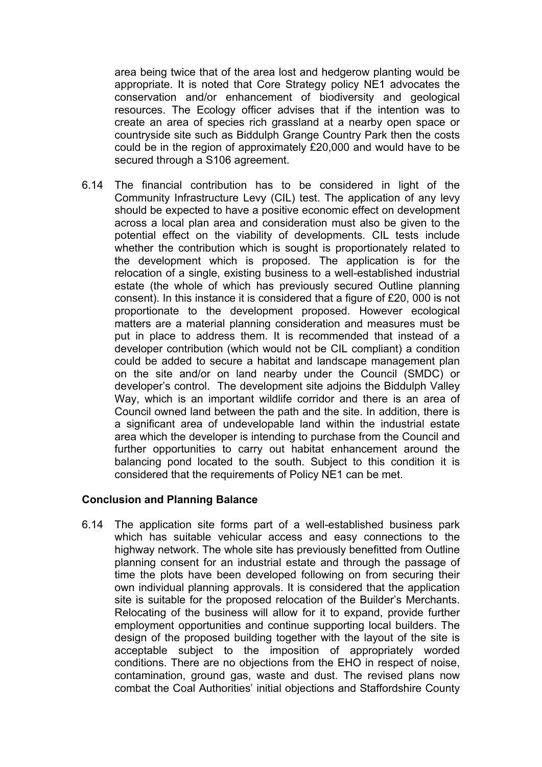area being twice that of the area lost and hedgerow planting would be appropriate. It is noted that Core Strategy policy NE1 advocates the conservation and/or enhancement of biodiversity and geological resources. The Ecology officer advises that if the intention was to create an area of species rich grassland at a nearby open space or countryside site such as Biddulph Grange Country Park then the costs could be in the region of approximately £20,000 and would have to be secured through a S106 agreement.

6.14 The financial contribution has to be considered in light of the Community Infrastructure Levy (CIL) test. The application of any levy should be expected to have a positive economic effect on development across a local plan area and consideration must also be given to the potential effect on the viability of developments. CIL tests include whether the contribution which is sought is proportionately related to the development which is proposed. The application is for the relocation of a single, existing business to a well-established industrial estate (the whole of which has previously secured Outline planning consent). In this instance it is considered that a figure of £20, 000 is not proportionate to the development proposed. However ecological matters are a material planning consideration and measures must be put in place to address them. It is recommended that instead of a developer contribution (which would not be CIL compliant) a condition could be added to secure a habitat and landscape management plan on the site and/or on land nearby under the Council (SMDC) or developer's control. The development site adjoins the Biddulph Valley Way, which is an important wildlife corridor and there is an area of Council owned land between the path and the site. In addition, there is a significant area of undevelopable land within the industrial estate area which the developer is intending to purchase from the Council and further opportunities to carry out habitat enhancement around the balancing pond located to the south. Subject to this condition it is considered that the requirements of Policy NE1 can be met.

**Conclusion and Planning Balance**

6.14 The application site forms part of a well-established business park which has suitable vehicular access and easy connections to the highway network. The whole site has previously benefitted from Outline planning consent for an industrial estate and through the passage of time the plots have been developed following on from securing their own individual planning approvals. It is considered that the application site is suitable for the proposed relocation of the Builder's Merchants. Relocating of the business will allow for it to expand, provide further employment opportunities and continue supporting local builders. The design of the proposed building together with the layout of the site is acceptable subject to the imposition of appropriately worded conditions. There are no objections from the EHO in respect of noise, contamination, ground gas, waste and dust. The revised plans now combat the Coal Authorities' initial objections and Staffordshire County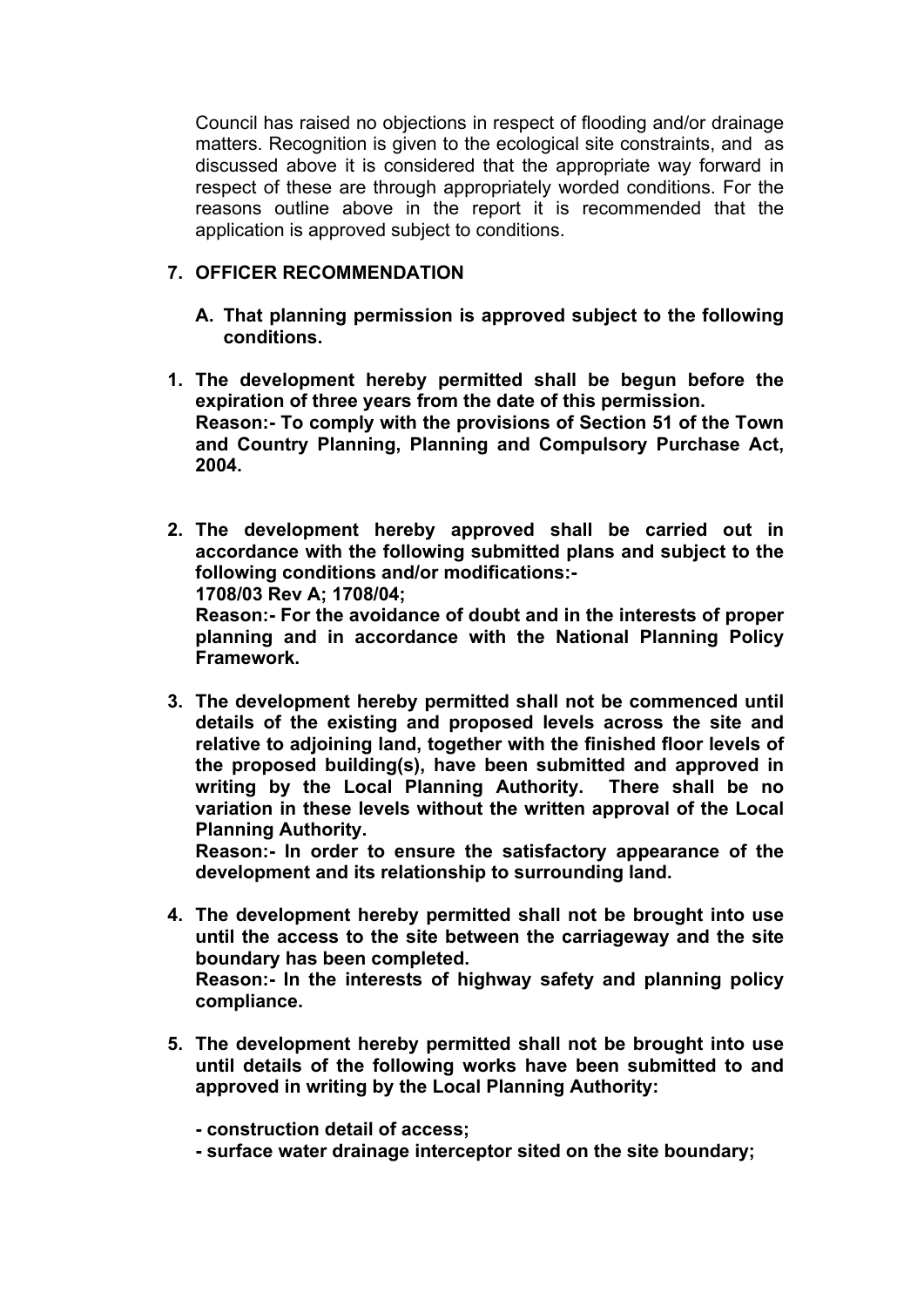Council has raised no objections in respect of flooding and/or drainage matters. Recognition is given to the ecological site constraints, and as discussed above it is considered that the appropriate way forward in respect of these are through appropriately worded conditions. For the reasons outline above in the report it is recommended that the application is approved subject to conditions.

## 7. OFFICER RECOMMENDATION

**A. That planning permission is approved subject to the following conditions.**

**1. The development hereby permitted shall be begun before the expiration of three years from the date of this permission.**
**Reason:- To comply with the provisions of Section 51 of the Town and Country Planning, Planning and Compulsory Purchase Act, 2004.**

**2. The development hereby approved shall be carried out in accordance with the following submitted plans and subject to the following conditions and/or modifications:-**
**1708/03 Rev A; 1708/04;**
**Reason:- For the avoidance of doubt and in the interests of proper planning and in accordance with the National Planning Policy Framework.**

**3. The development hereby permitted shall not be commenced until details of the existing and proposed levels across the site and relative to adjoining land, together with the finished floor levels of the proposed building(s), have been submitted and approved in writing by the Local Planning Authority. There shall be no variation in these levels without the written approval of the Local Planning Authority.**
**Reason:- In order to ensure the satisfactory appearance of the development and its relationship to surrounding land.**

**4. The development hereby permitted shall not be brought into use until the access to the site between the carriageway and the site boundary has been completed.**
**Reason:- In the interests of highway safety and planning policy compliance.**

**5. The development hereby permitted shall not be brought into use until details of the following works have been submitted to and approved in writing by the Local Planning Authority:**

**- construction detail of access;**
**- surface water drainage interceptor sited on the site boundary;**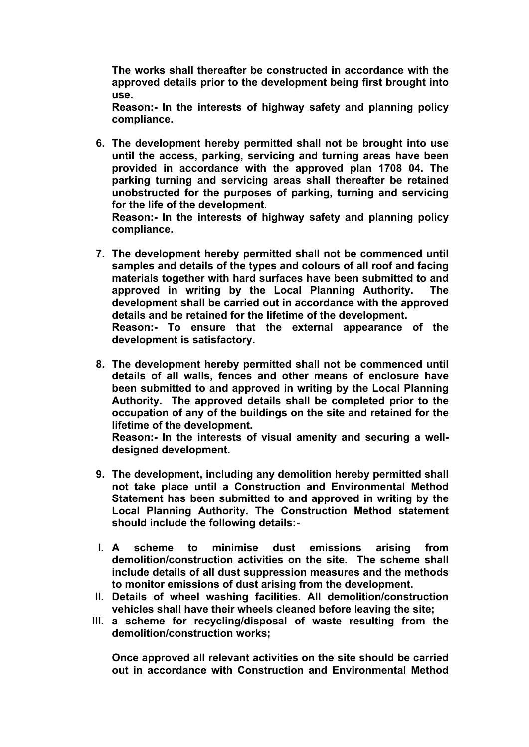**The works shall thereafter be constructed in accordance with the approved details prior to the development being first brought into use.**

**Reason:- In the interests of highway safety and planning policy compliance.**

6. **The development hereby permitted shall not be brought into use until the access, parking, servicing and turning areas have been provided in accordance with the approved plan 1708 04. The parking turning and servicing areas shall thereafter be retained unobstructed for the purposes of parking, turning and servicing for the life of the development.**

   **Reason:- In the interests of highway safety and planning policy compliance.**

7. **The development hereby permitted shall not be commenced until samples and details of the types and colours of all roof and facing materials together with hard surfaces have been submitted to and approved in writing by the Local Planning Authority. The development shall be carried out in accordance with the approved details and be retained for the lifetime of the development.**

   **Reason:- To ensure that the external appearance of the development is satisfactory.**

8. **The development hereby permitted shall not be commenced until details of all walls, fences and other means of enclosure have been submitted to and approved in writing by the Local Planning Authority. The approved details shall be completed prior to the occupation of any of the buildings on the site and retained for the lifetime of the development.**

   **Reason:- In the interests of visual amenity and securing a well-designed development.**

9. **The development, including any demolition hereby permitted shall not take place until a Construction and Environmental Method Statement has been submitted to and approved in writing by the Local Planning Authority. The Construction Method statement should include the following details:-**

   I. **A scheme to minimise dust emissions arising from demolition/construction activities on the site. The scheme shall include details of all dust suppression measures and the methods to monitor emissions of dust arising from the development.**
   II. **Details of wheel washing facilities. All demolition/construction vehicles shall have their wheels cleaned before leaving the site;**
   III. **a scheme for recycling/disposal of waste resulting from the demolition/construction works;**

   **Once approved all relevant activities on the site should be carried out in accordance with Construction and Environmental Method**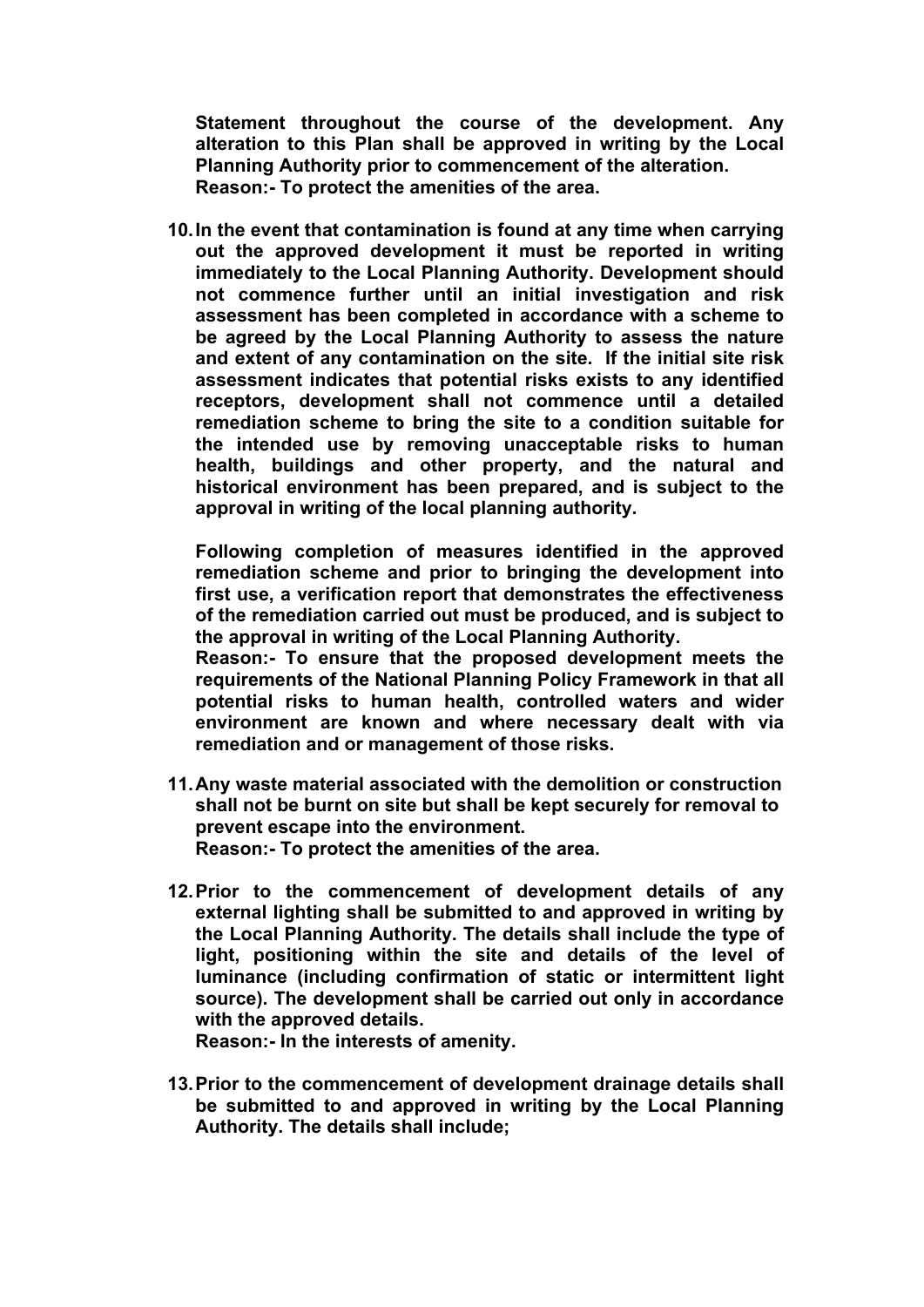**Statement throughout the course of the development. Any alteration to this Plan shall be approved in writing by the Local Planning Authority prior to commencement of the alteration.**
**Reason:- To protect the amenities of the area.**

10. **In the event that contamination is found at any time when carrying out the approved development it must be reported in writing immediately to the Local Planning Authority. Development should not commence further until an initial investigation and risk assessment has been completed in accordance with a scheme to be agreed by the Local Planning Authority to assess the nature and extent of any contamination on the site. If the initial site risk assessment indicates that potential risks exists to any identified receptors, development shall not commence until a detailed remediation scheme to bring the site to a condition suitable for the intended use by removing unacceptable risks to human health, buildings and other property, and the natural and historical environment has been prepared, and is subject to the approval in writing of the local planning authority.**

    **Following completion of measures identified in the approved remediation scheme and prior to bringing the development into first use, a verification report that demonstrates the effectiveness of the remediation carried out must be produced, and is subject to the approval in writing of the Local Planning Authority.**
    **Reason:- To ensure that the proposed development meets the requirements of the National Planning Policy Framework in that all potential risks to human health, controlled waters and wider environment are known and where necessary dealt with via remediation and or management of those risks.**

11. **Any waste material associated with the demolition or construction shall not be burnt on site but shall be kept securely for removal to prevent escape into the environment.**
    **Reason:- To protect the amenities of the area.**

12. **Prior to the commencement of development details of any external lighting shall be submitted to and approved in writing by the Local Planning Authority. The details shall include the type of light, positioning within the site and details of the level of luminance (including confirmation of static or intermittent light source). The development shall be carried out only in accordance with the approved details.**
    **Reason:- In the interests of amenity.**

13. **Prior to the commencement of development drainage details shall be submitted to and approved in writing by the Local Planning Authority. The details shall include;**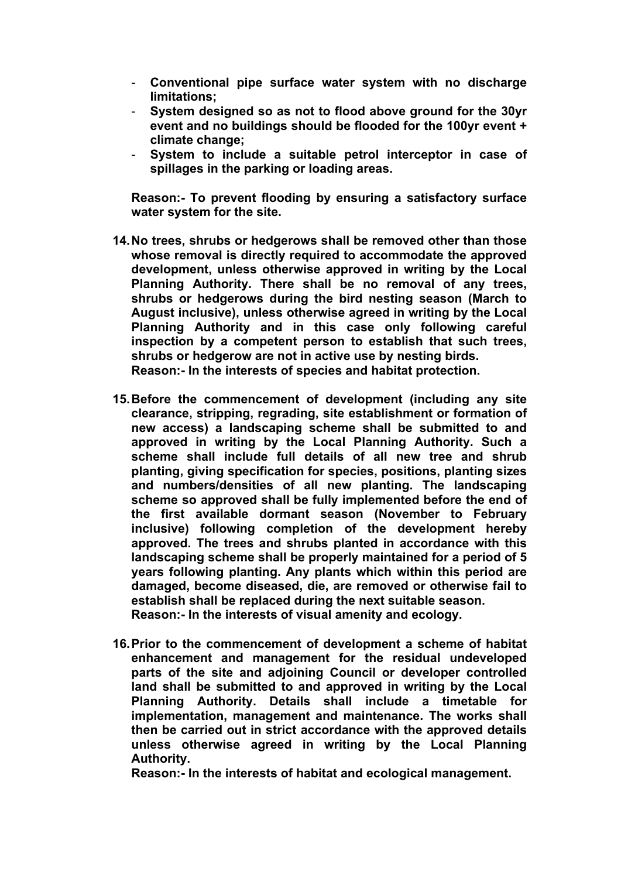- **Conventional pipe surface water system with no discharge limitations;**
- **System designed so as not to flood above ground for the 30yr event and no buildings should be flooded for the 100yr event + climate change;**
- **System to include a suitable petrol interceptor in case of spillages in the parking or loading areas.**

**Reason:- To prevent flooding by ensuring a satisfactory surface water system for the site.**

14. **No trees, shrubs or hedgerows shall be removed other than those whose removal is directly required to accommodate the approved development, unless otherwise approved in writing by the Local Planning Authority. There shall be no removal of any trees, shrubs or hedgerows during the bird nesting season (March to August inclusive), unless otherwise agreed in writing by the Local Planning Authority and in this case only following careful inspection by a competent person to establish that such trees, shrubs or hedgerow are not in active use by nesting birds.**
**Reason:- In the interests of species and habitat protection.**

15. **Before the commencement of development (including any site clearance, stripping, regrading, site establishment or formation of new access) a landscaping scheme shall be submitted to and approved in writing by the Local Planning Authority. Such a scheme shall include full details of all new tree and shrub planting, giving specification for species, positions, planting sizes and numbers/densities of all new planting. The landscaping scheme so approved shall be fully implemented before the end of the first available dormant season (November to February inclusive) following completion of the development hereby approved. The trees and shrubs planted in accordance with this landscaping scheme shall be properly maintained for a period of 5 years following planting. Any plants which within this period are damaged, become diseased, die, are removed or otherwise fail to establish shall be replaced during the next suitable season.**
**Reason:- In the interests of visual amenity and ecology.**

16. **Prior to the commencement of development a scheme of habitat enhancement and management for the residual undeveloped parts of the site and adjoining Council or developer controlled land shall be submitted to and approved in writing by the Local Planning Authority. Details shall include a timetable for implementation, management and maintenance. The works shall then be carried out in strict accordance with the approved details unless otherwise agreed in writing by the Local Planning Authority.**
**Reason:- In the interests of habitat and ecological management.**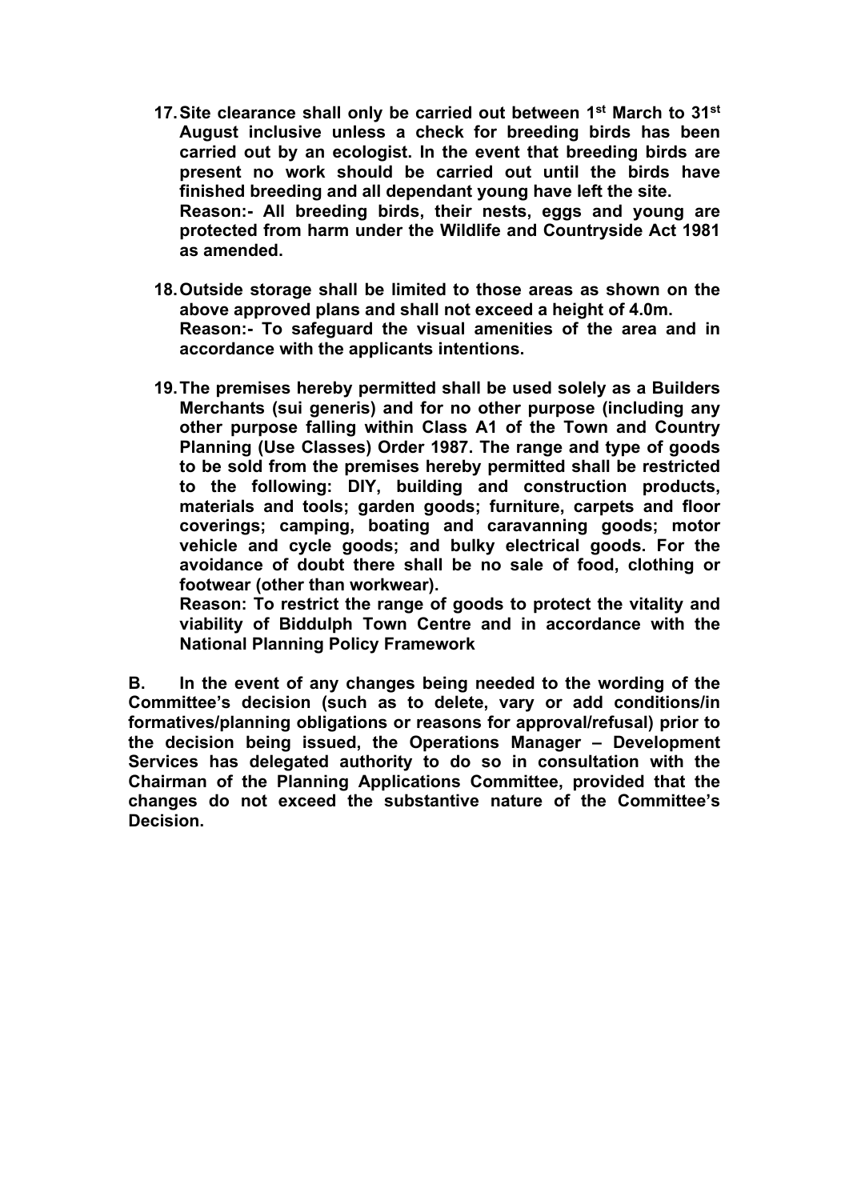17. **Site clearance shall only be carried out between 1st March to 31st August inclusive unless a check for breeding birds has been carried out by an ecologist. In the event that breeding birds are present no work should be carried out until the birds have finished breeding and all dependant young have left the site.**
**Reason:- All breeding birds, their nests, eggs and young are protected from harm under the Wildlife and Countryside Act 1981 as amended.**

18. **Outside storage shall be limited to those areas as shown on the above approved plans and shall not exceed a height of 4.0m.**
**Reason:- To safeguard the visual amenities of the area and in accordance with the applicants intentions.**

19. **The premises hereby permitted shall be used solely as a Builders Merchants (sui generis) and for no other purpose (including any other purpose falling within Class A1 of the Town and Country Planning (Use Classes) Order 1987. The range and type of goods to be sold from the premises hereby permitted shall be restricted to the following: DIY, building and construction products, materials and tools; garden goods; furniture, carpets and floor coverings; camping, boating and caravanning goods; motor vehicle and cycle goods; and bulky electrical goods. For the avoidance of doubt there shall be no sale of food, clothing or footwear (other than workwear).**
**Reason: To restrict the range of goods to protect the vitality and viability of Biddulph Town Centre and in accordance with the National Planning Policy Framework**

**B. In the event of any changes being needed to the wording of the Committee's decision (such as to delete, vary or add conditions/in formatives/planning obligations or reasons for approval/refusal) prior to the decision being issued, the Operations Manager – Development Services has delegated authority to do so in consultation with the Chairman of the Planning Applications Committee, provided that the changes do not exceed the substantive nature of the Committee's Decision.**